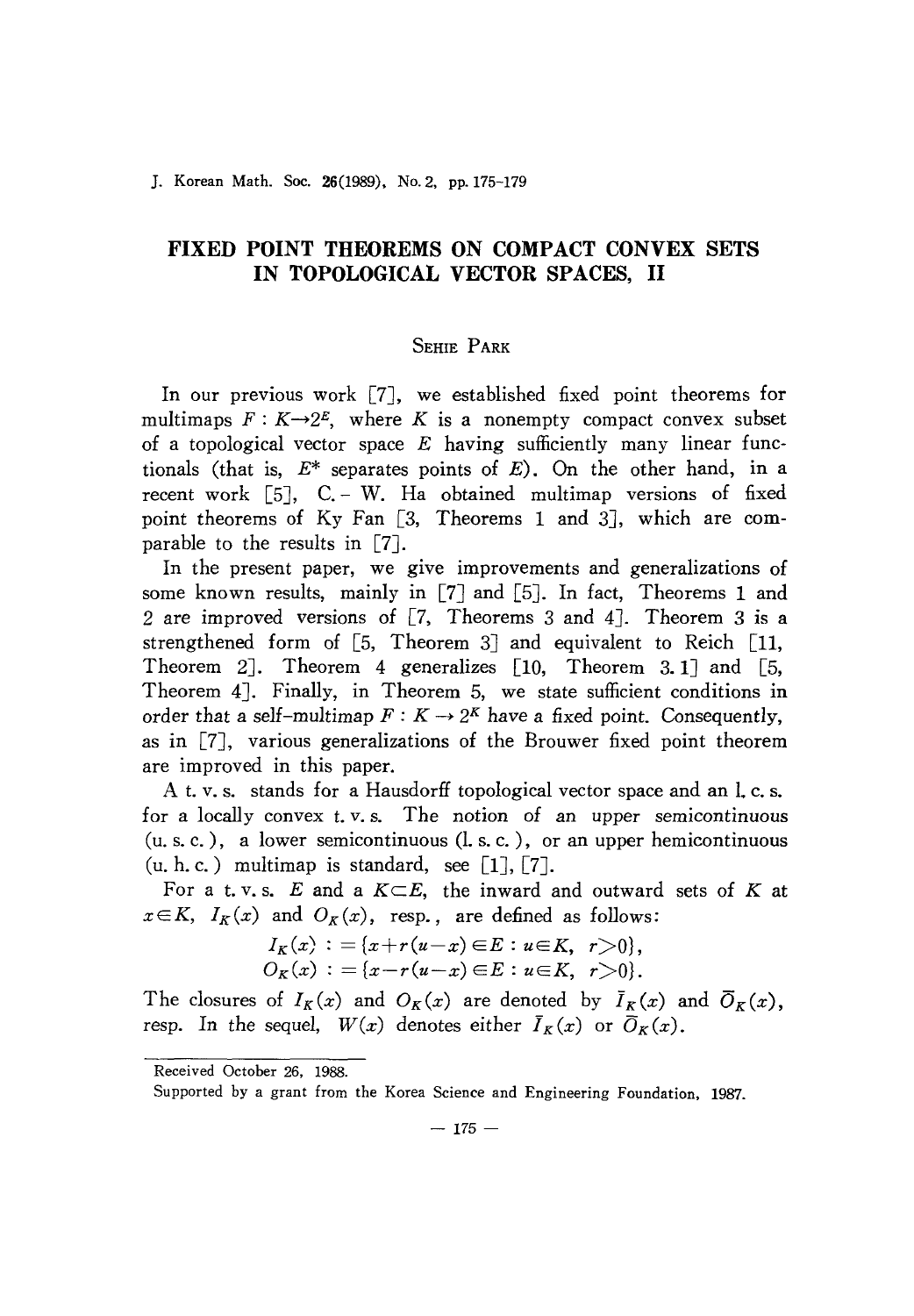# FIXED POINT THEOREMS ON COMPACT CONVEX SETS IN TOPOLOGICAL VECTOR SPACES, II

SEHIE PARK

In our previous work [7], we established fixed point theorems for multimaps $F : K \to 2^E$, where $K$ is a nonempty compact convex subset of a topological vector space $E$ having sufficiently many linear functionals (that is, $E^*$ separates points of $E$). On the other hand, in a recent work [5], C.-W. Ha obtained multimap versions of fixed point theorems of Ky Fan [3, Theorems 1 and 3], which are comparable to the results in [7].

In the present paper, we give improvements and generalizations of some known results, mainly in [7] and [5]. In fact, Theorems 1 and 2 are improved versions of [7, Theorems 3 and 4]. Theorem 3 is a strengthened form of [5, Theorem 3] and equivalent to Reich [11, Theorem 2]. Theorem 4 generalizes [10, Theorem 3.1] and [5, Theorem 4]. Finally, in Theorem 5, we state sufficient conditions in order that a self-multimap $F : K \to 2^K$ have a fixed point. Consequently, as in [7], various generalizations of the Brouwer fixed point theorem are improved in this paper.

A t. v. s. stands for a Hausdorff topological vector space and an l. c. s. for a locally convex t. v. s. The notion of an *upper semicontinuous* (u. s. c.), a *lower semicontinuous* (l. s. c.), or an *upper hemicontinuous* (u. h. c.) multimap is standard, see [1], [7].

For a t. v. s. $E$ and a $K \subset E$, the inward and outward sets of $K$ at $x \in K$, $I_K(x)$ and $O_K(x)$, resp., are defined as follows:

$$I_K(x) := \{x + r(u - x) \in E : u \in K,\ r > 0\},$$
$$O_K(x) := \{x - r(u - x) \in E : u \in K,\ r > 0\}.$$

The closures of $I_K(x)$ and $O_K(x)$ are denoted by $\bar{I}_K(x)$ and $\bar{O}_K(x)$, resp. In the sequel, $W(x)$ denotes either $\bar{I}_K(x)$ or $\bar{O}_K(x)$.

---

Received October 26, 1988.

Supported by a grant from the Korea Science and Engineering Foundation, 1987.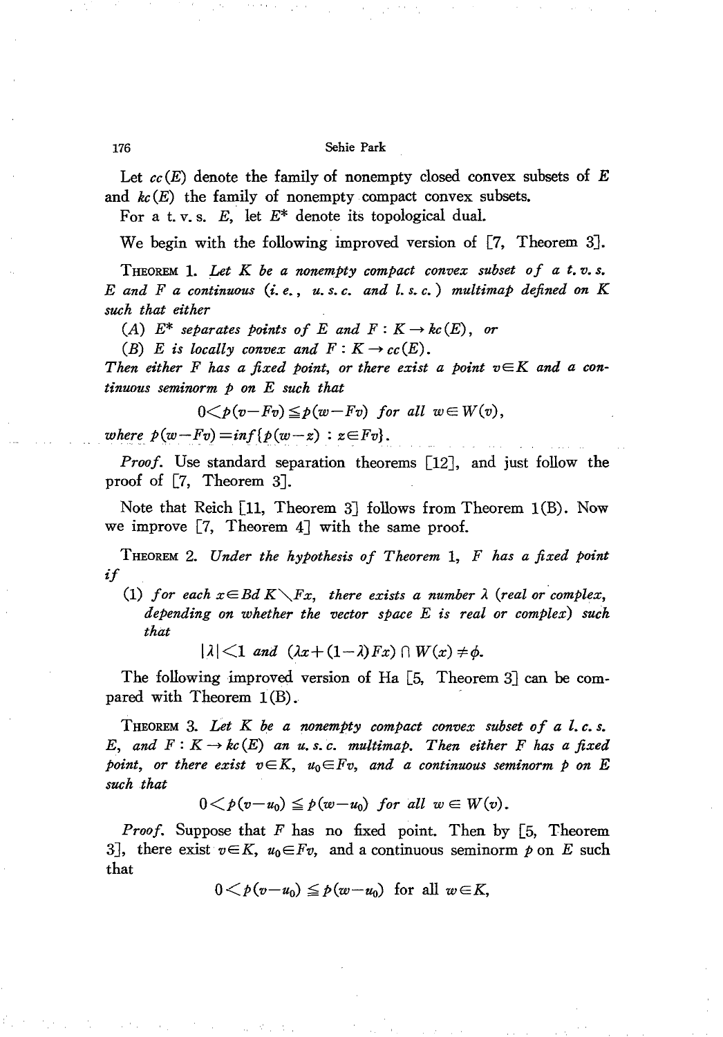Let $cc(E)$ denote the family of nonempty closed convex subsets of $E$ and $kc(E)$ the family of nonempty compact convex subsets.

For a t. v. s. $E$, let $E^*$ denote its topological dual.

We begin with the following improved version of [7, Theorem 3].

THEOREM 1. *Let $K$ be a nonempty compact convex subset of a t. v. s. $E$ and $F$ a continuous (i. e., u. s. c. and l. s. c.) multimap defined on $K$ such that either*

*(A) $E^*$ separates points of $E$ and $F : K \to kc(E)$, or*

*(B) $E$ is locally convex and $F : K \to cc(E)$.*

*Then either $F$ has a fixed point, or there exist a point $v \in K$ and a continuous seminorm $p$ on $E$ such that*

$$0 < p(v - Fv) \leqq p(w - Fv) \text{ for all } w \in W(v),$$

*where $p(w - Fv) = \inf\{p(w-z) : z \in Fv\}$.*

*Proof.* Use standard separation theorems [12], and just follow the proof of [7, Theorem 3].

Note that Reich [11, Theorem 3] follows from Theorem 1(B). Now we improve [7, Theorem 4] with the same proof.

THEOREM 2. *Under the hypothesis of Theorem 1, $F$ has a fixed point if*

*(1) for each $x \in Bd\, K \setminus Fx$, there exists a number $\lambda$ (real or complex, depending on whether the vector space $E$ is real or complex) such that*

$$|\lambda| < 1 \text{ and } (\lambda x + (1-\lambda)Fx) \cap W(x) \neq \phi.$$

The following improved version of Ha [5, Theorem 3] can be compared with Theorem 1(B).

THEOREM 3. *Let $K$ be a nonempty compact convex subset of a l. c. s. $E$, and $F : K \to kc(E)$ an u. s. c. multimap. Then either $F$ has a fixed point, or there exist $v \in K$, $u_0 \in Fv$, and a continuous seminorm $p$ on $E$ such that*

$$0 < p(v - u_0) \leqq p(w - u_0) \text{ for all } w \in W(v).$$

*Proof.* Suppose that $F$ has no fixed point. Then by [5, Theorem 3], there exist $v \in K$, $u_0 \in Fv$, and a continuous seminorm $p$ on $E$ such that

$$0 < p(v - u_0) \leqq p(w - u_0) \text{ for all } w \in K,$$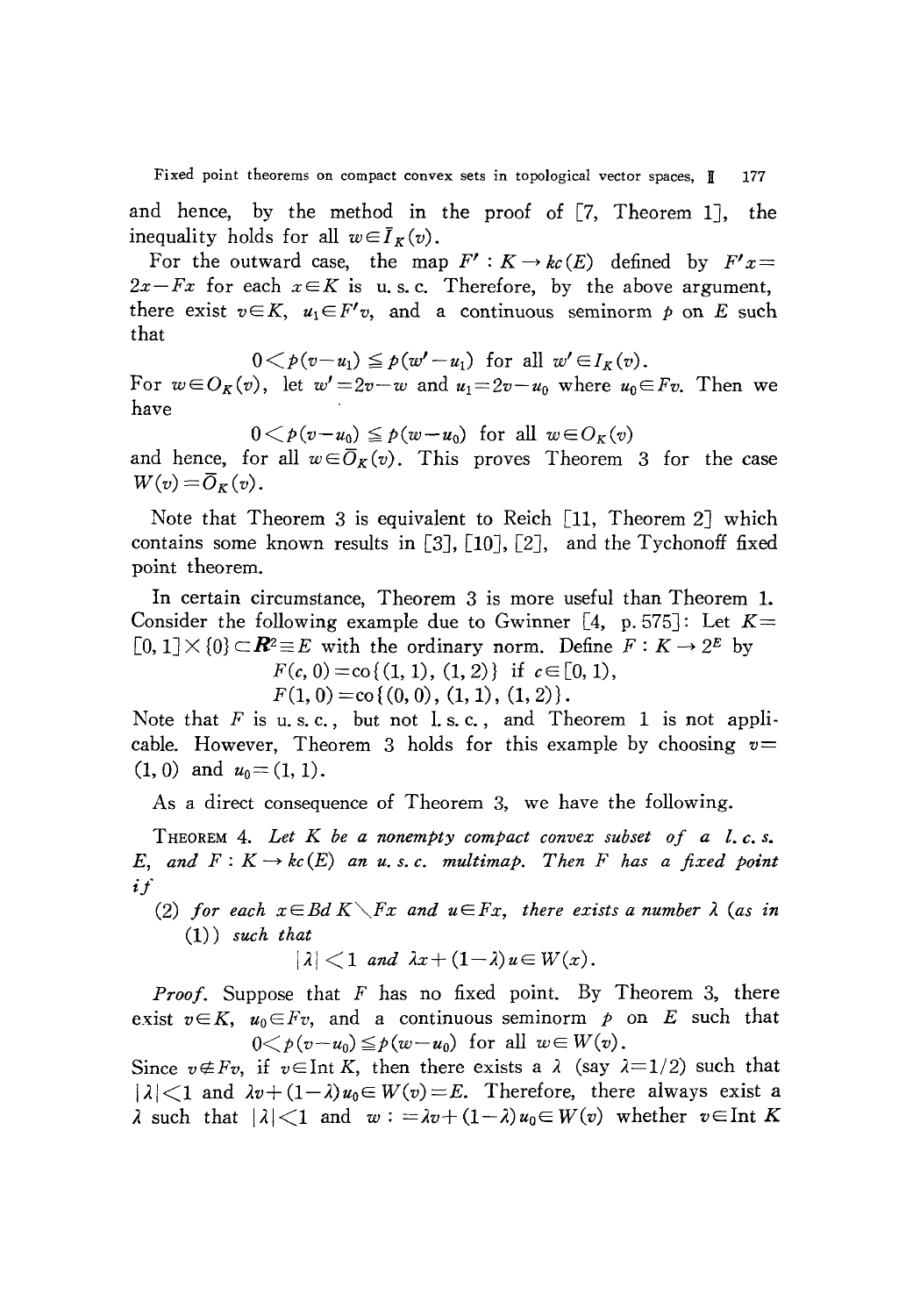and hence, by the method in the proof of [7, Theorem 1], the inequality holds for all $w \in \bar{I}_K(v)$.

For the outward case, the map $F' : K \to kc(E)$ defined by $F'x = 2x - Fx$ for each $x \in K$ is u. s. c. Therefore, by the above argument, there exist $v \in K$, $u_1 \in F'v$, and a continuous seminorm $p$ on $E$ such that

$$0 < p(v - u_1) \leqq p(w' - u_1) \text{ for all } w' \in I_K(v).$$

For $w \in O_K(v)$, let $w' = 2v - w$ and $u_1 = 2v - u_0$ where $u_0 \in Fv$. Then we have

$$0 < p(v - u_0) \leqq p(w - u_0) \text{ for all } w \in O_K(v)$$

and hence, for all $w \in \bar{O}_K(v)$. This proves Theorem 3 for the case $W(v) = \bar{O}_K(v)$.

Note that Theorem 3 is equivalent to Reich [11, Theorem 2] which contains some known results in [3], [10], [2], and the Tychonoff fixed point theorem.

In certain circumstance, Theorem 3 is more useful than Theorem 1. Consider the following example due to Gwinner [4, p. 575]: Let $K = [0, 1] \times \{0\} \subset \boldsymbol{R}^2 \equiv E$ with the ordinary norm. Define $F : K \to 2^E$ by

$$F(c, 0) = \mathrm{co}\{(1, 1), (1, 2)\} \text{ if } c \in [0, 1),$$
$$F(1, 0) = \mathrm{co}\{(0, 0), (1, 1), (1, 2)\}.$$

Note that $F$ is u. s. c., but not l. s. c., and Theorem 1 is not applicable. However, Theorem 3 holds for this example by choosing $v = (1, 0)$ and $u_0 = (1, 1)$.

As a direct consequence of Theorem 3, we have the following.

**Theorem 4.** *Let $K$ be a nonempty compact convex subset of a l. c. s. $E$, and $F : K \to kc(E)$ an u. s. c. multimap. Then $F$ has a fixed point if*

(2) *for each $x \in Bd\, K \setminus Fx$ and $u \in Fx$, there exists a number $\lambda$ (as in (1)) such that*

$$|\lambda| < 1 \text{ and } \lambda x + (1 - \lambda) u \in W(x).$$

*Proof.* Suppose that $F$ has no fixed point. By Theorem 3, there exist $v \in K$, $u_0 \in Fv$, and a continuous seminorm $p$ on $E$ such that

$$0 < p(v - u_0) \leqq p(w - u_0) \text{ for all } w \in W(v).$$

Since $v \notin Fv$, if $v \in \mathrm{Int}\, K$, then there exists a $\lambda$ (say $\lambda = 1/2$) such that $|\lambda| < 1$ and $\lambda v + (1 - \lambda) u_0 \in W(v) = E$. Therefore, there always exist a $\lambda$ such that $|\lambda| < 1$ and $w := \lambda v + (1 - \lambda) u_0 \in W(v)$ whether $v \in \mathrm{Int}\, K$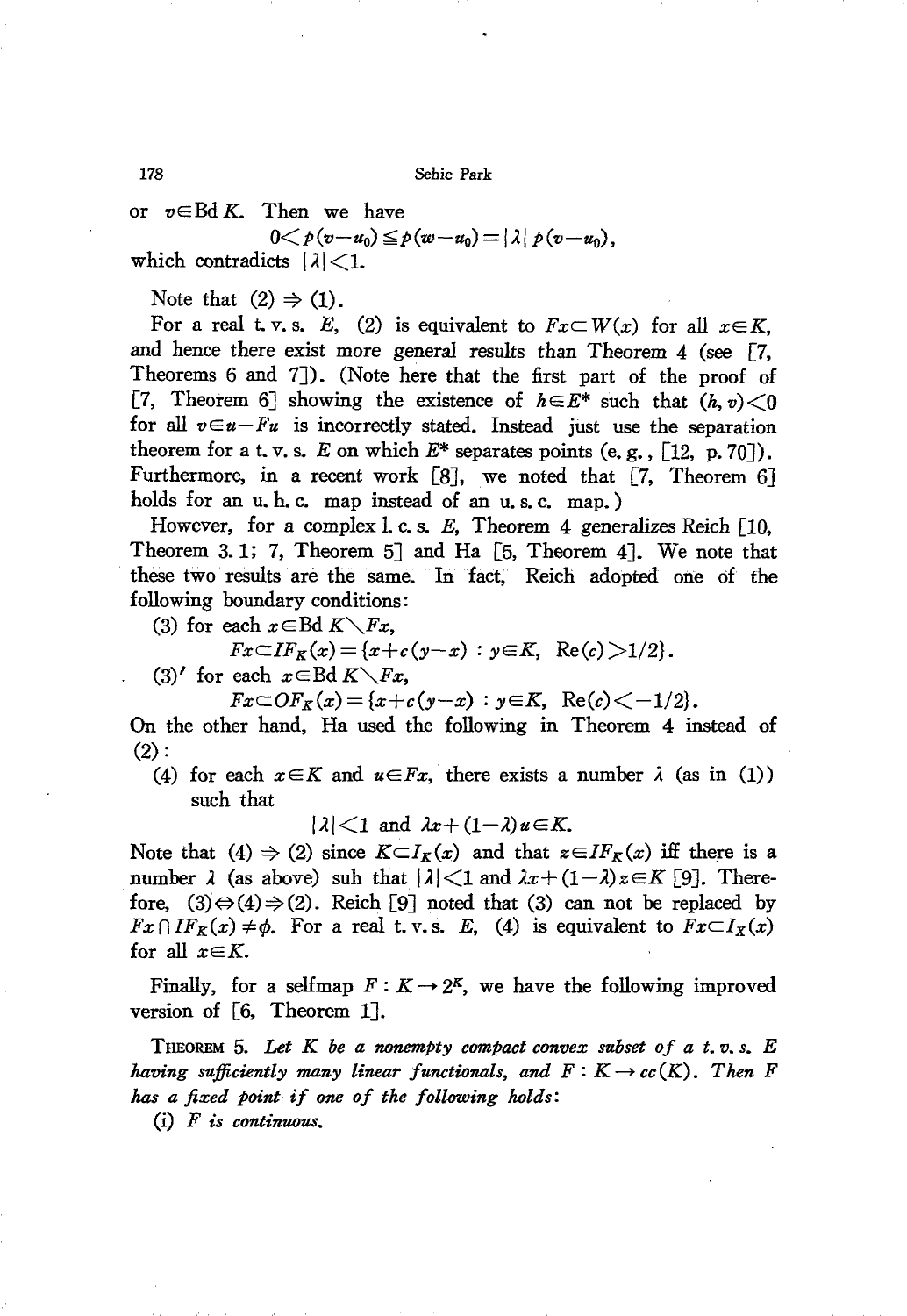or $v \in \text{Bd}\, K$. Then we have

$$0 < p(v-u_0) \leqq p(w-u_0) = |\lambda|\, p(v-u_0),$$

which contradicts $|\lambda| < 1$.

Note that (2) $\Rightarrow$ (1).

For a real t. v. s. $E$, (2) is equivalent to $Fx \subset W(x)$ for all $x \in K$, and hence there exist more general results than Theorem 4 (see [7, Theorems 6 and 7]). (Note here that the first part of the proof of [7, Theorem 6] showing the existence of $h \in E^*$ such that $(h, v) < 0$ for all $v \in u - Fu$ is incorrectly stated. Instead just use the separation theorem for a t. v. s. $E$ on which $E^*$ separates points (e. g., [12, p. 70]). Furthermore, in a recent work [8], we noted that [7, Theorem 6] holds for an u. h. c. map instead of an u. s. c. map.)

However, for a complex l. c. s. $E$, Theorem 4 generalizes Reich [10, Theorem 3. 1; 7, Theorem 5] and Ha [5, Theorem 4]. We note that these two results are the same. In fact, Reich adopted one of the following boundary conditions:

(3) for each $x \in \text{Bd}\, K \setminus Fx$,

$$Fx \subset IF_K(x) = \{x + c(y-x) : y \in K,\ \text{Re}(c) > 1/2\}.$$

(3)$'$ for each $x \in \text{Bd}\, K \setminus Fx$,

$$Fx \subset OF_K(x) = \{x + c(y-x) : y \in K,\ \text{Re}(c) < -1/2\}.$$

On the other hand, Ha used the following in Theorem 4 instead of (2):

(4) for each $x \in K$ and $u \in Fx$, there exists a number $\lambda$ (as in (1)) such that

$$|\lambda| < 1 \text{ and } \lambda x + (1-\lambda) u \in K.$$

Note that (4) $\Rightarrow$ (2) since $K \subset I_K(x)$ and that $z \in IF_K(x)$ iff there is a number $\lambda$ (as above) suh that $|\lambda| < 1$ and $\lambda x + (1-\lambda) z \in K$ [9]. Therefore, (3) $\Leftrightarrow$ (4) $\Rightarrow$ (2). Reich [9] noted that (3) can not be replaced by $Fx \cap IF_K(x) \neq \phi$. For a real t. v. s. $E$, (4) is equivalent to $Fx \subset I_X(x)$ for all $x \in K$.

Finally, for a selfmap $F : K \to 2^K$, we have the following improved version of [6, Theorem 1].

THEOREM 5. *Let $K$ be a nonempty compact convex subset of a t. v. s. $E$ having sufficiently many linear functionals, and $F : K \to cc(K)$. Then $F$ has a fixed point if one of the following holds:*

(i) *$F$ is continuous.*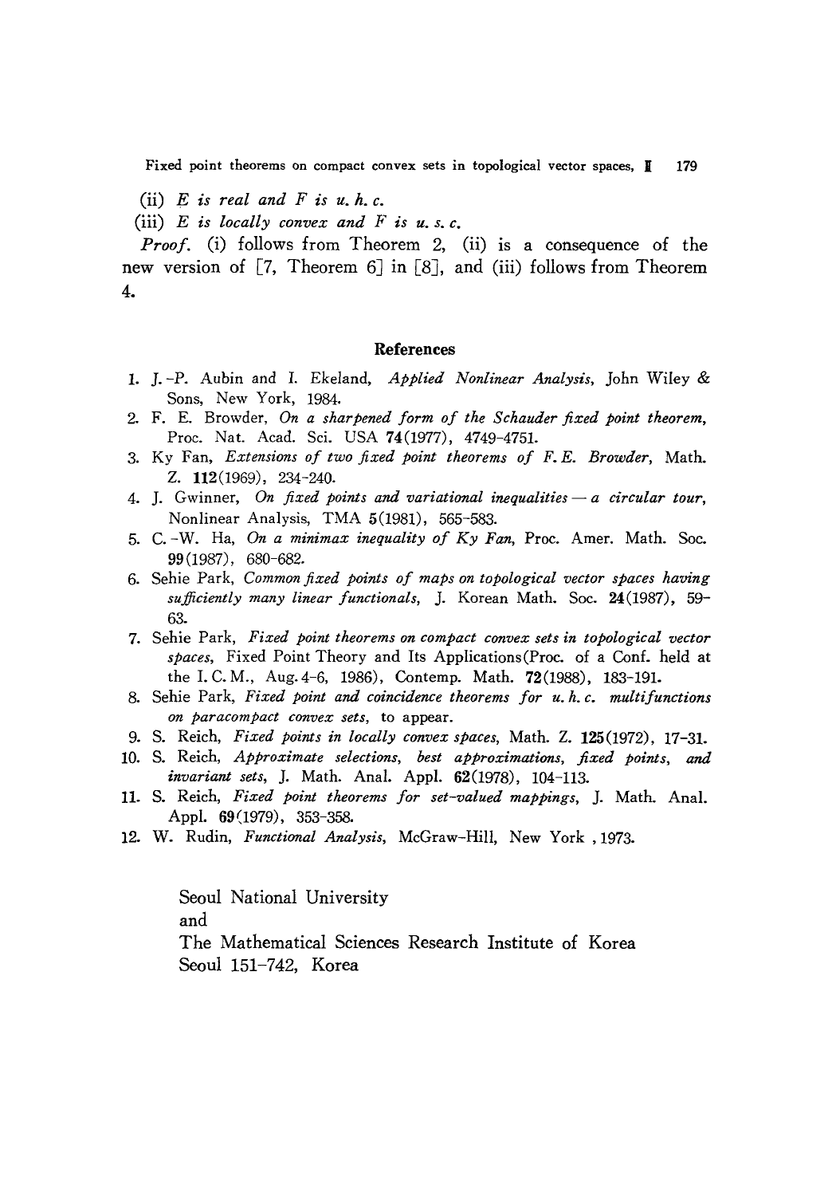(ii) *E is real and F is u. h. c.*

(iii) *E is locally convex and F is u. s. c.*

*Proof.* (i) follows from Theorem 2, (ii) is a consequence of the new version of [7, Theorem 6] in [8], and (iii) follows from Theorem 4.

## References

1. J.-P. Aubin and I. Ekeland, *Applied Nonlinear Analysis*, John Wiley & Sons, New York, 1984.
2. F. E. Browder, *On a sharpened form of the Schauder fixed point theorem*, Proc. Nat. Acad. Sci. USA **74**(1977), 4749-4751.
3. Ky Fan, *Extensions of two fixed point theorems of F. E. Browder*, Math. Z. **112**(1969), 234-240.
4. J. Gwinner, *On fixed points and variational inequalities — a circular tour*, Nonlinear Analysis, TMA **5**(1981), 565-583.
5. C.-W. Ha, *On a minimax inequality of Ky Fan*, Proc. Amer. Math. Soc. **99**(1987), 680-682.
6. Sehie Park, *Common fixed points of maps on topological vector spaces having sufficiently many linear functionals*, J. Korean Math. Soc. **24**(1987), 59-63.
7. Sehie Park, *Fixed point theorems on compact convex sets in topological vector spaces*, Fixed Point Theory and Its Applications(Proc. of a Conf. held at the I. C. M., Aug. 4-6, 1986), Contemp. Math. **72**(1988), 183-191.
8. Sehie Park, *Fixed point and coincidence theorems for u. h. c. multifunctions on paracompact convex sets*, to appear.
9. S. Reich, *Fixed points in locally convex spaces*, Math. Z. **125**(1972), 17-31.
10. S. Reich, *Approximate selections, best approximations, fixed points, and invariant sets*, J. Math. Anal. Appl. **62**(1978), 104-113.
11. S. Reich, *Fixed point theorems for set-valued mappings*, J. Math. Anal. Appl. **69**(1979), 353-358.
12. W. Rudin, *Functional Analysis*, McGraw-Hill, New York, 1973.

Seoul National University
and
The Mathematical Sciences Research Institute of Korea
Seoul 151-742, Korea